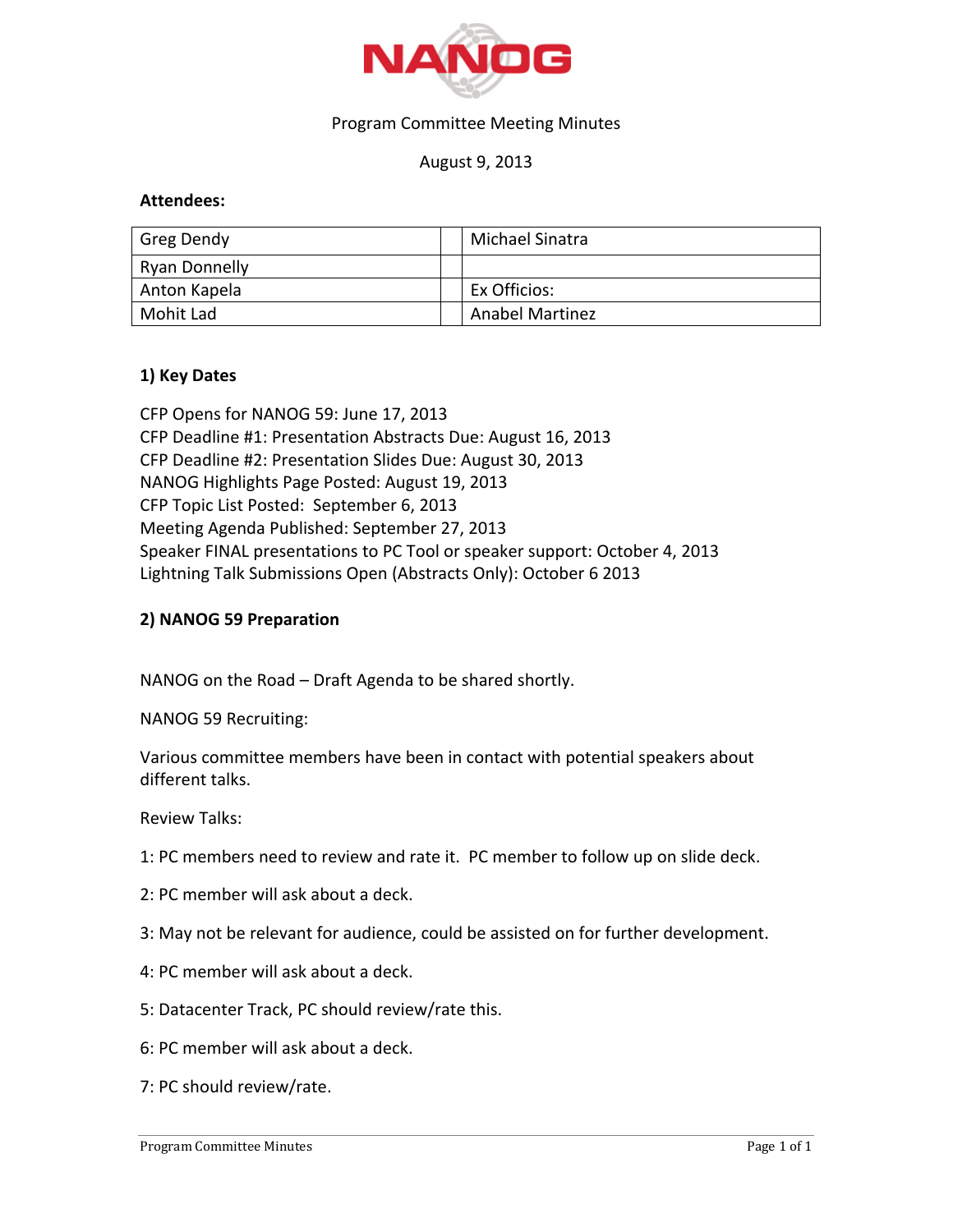NANOG

Program Committee Meeting Minutes

August 9, 2013

**Attendees:**

| | | |
|---|---|---|
| Greg Dendy | | Michael Sinatra |
| Ryan Donnelly | | |
| Anton Kapela | | Ex Officios: |
| Mohit Lad | | Anabel Martinez |

**1) Key Dates**

CFP Opens for NANOG 59: June 17, 2013
CFP Deadline #1: Presentation Abstracts Due: August 16, 2013
CFP Deadline #2: Presentation Slides Due: August 30, 2013
NANOG Highlights Page Posted: August 19, 2013
CFP Topic List Posted: September 6, 2013
Meeting Agenda Published: September 27, 2013
Speaker FINAL presentations to PC Tool or speaker support: October 4, 2013
Lightning Talk Submissions Open (Abstracts Only): October 6 2013

**2) NANOG 59 Preparation**

NANOG on the Road – Draft Agenda to be shared shortly.

NANOG 59 Recruiting:

Various committee members have been in contact with potential speakers about different talks.

Review Talks:

1: PC members need to review and rate it. PC member to follow up on slide deck.

2: PC member will ask about a deck.

3: May not be relevant for audience, could be assisted on for further development.

4: PC member will ask about a deck.

5: Datacenter Track, PC should review/rate this.

6: PC member will ask about a deck.

7: PC should review/rate.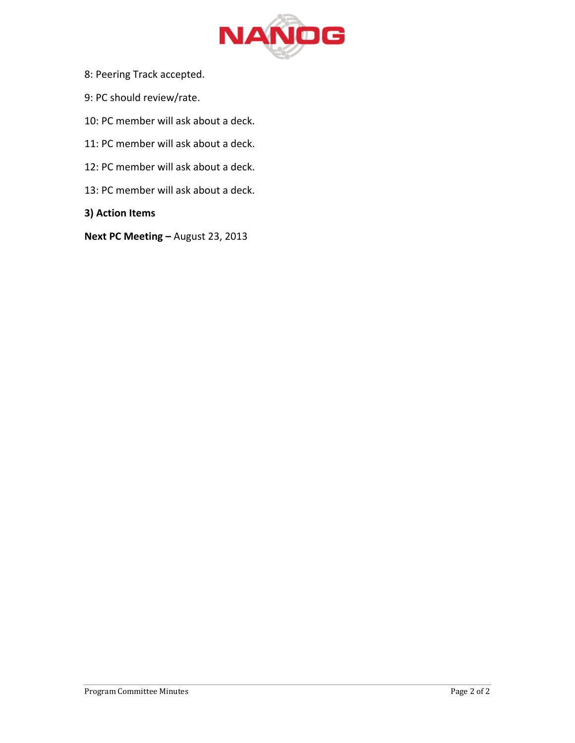8: Peering Track accepted.

9: PC should review/rate.

10: PC member will ask about a deck.

11: PC member will ask about a deck.

12: PC member will ask about a deck.

13: PC member will ask about a deck.

**3) Action Items**

**Next PC Meeting –** August 23, 2013